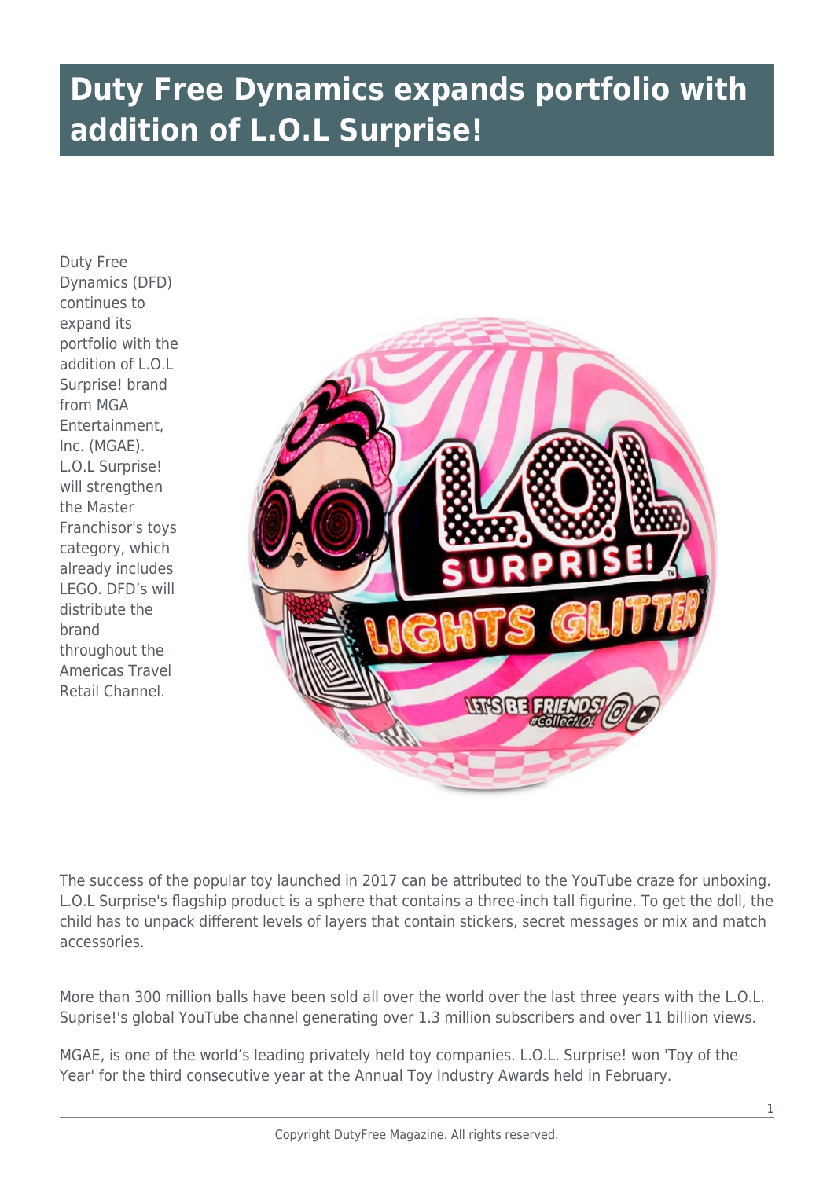# Duty Free Dynamics expands portfolio with addition of L.O.L Surprise!

Duty Free Dynamics (DFD) continues to expand its portfolio with the addition of L.O.L Surprise! brand from MGA Entertainment, Inc. (MGAE). L.O.L Surprise! will strengthen the Master Franchisor's toys category, which already includes LEGO. DFD's will distribute the brand throughout the Americas Travel Retail Channel.

The success of the popular toy launched in 2017 can be attributed to the YouTube craze for unboxing. L.O.L Surprise's flagship product is a sphere that contains a three-inch tall figurine. To get the doll, the child has to unpack different levels of layers that contain stickers, secret messages or mix and match accessories.

More than 300 million balls have been sold all over the world over the last three years with the L.O.L. Suprise!'s global YouTube channel generating over 1.3 million subscribers and over 11 billion views.

MGAE, is one of the world's leading privately held toy companies. L.O.L. Surprise! won 'Toy of the Year' for the third consecutive year at the Annual Toy Industry Awards held in February.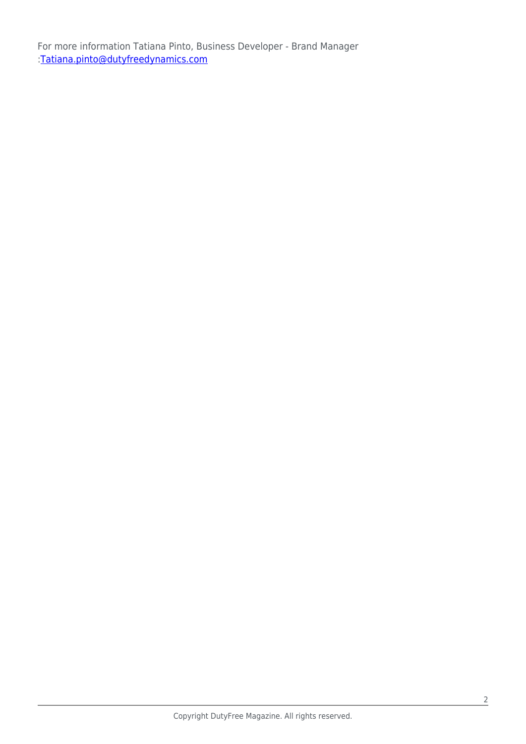For more information Tatiana Pinto, Business Developer - Brand Manager :[Tatiana.pinto@dutyfreedynamics.com](mailto:Tatiana.pinto@dutyfreedynamics.com)